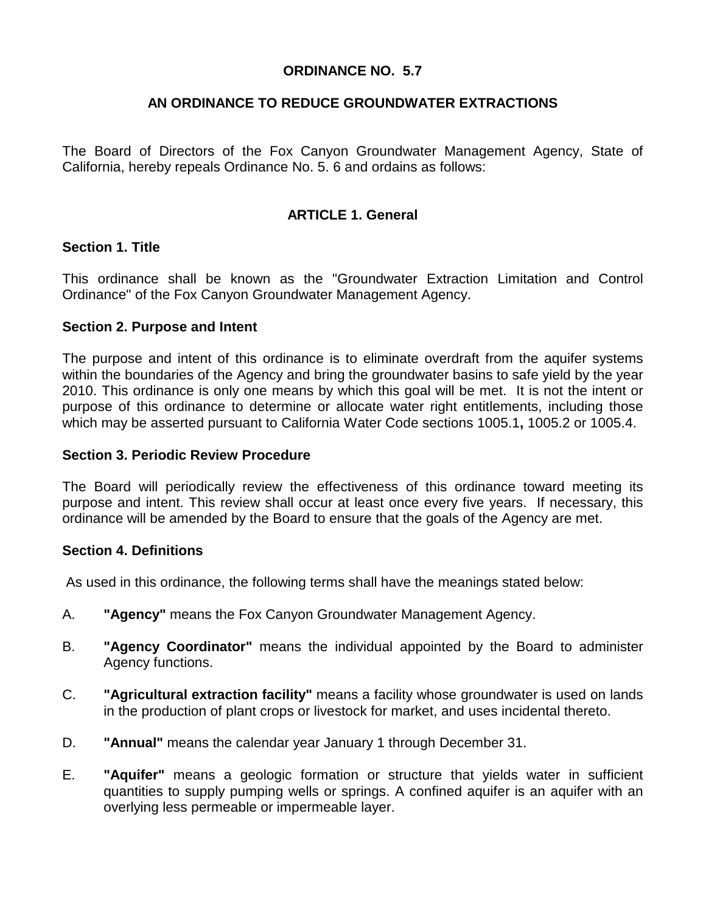# ORDINANCE NO. 5.7

## AN ORDINANCE TO REDUCE GROUNDWATER EXTRACTIONS

The Board of Directors of the Fox Canyon Groundwater Management Agency, State of California, hereby repeals Ordinance No. 5. 6 and ordains as follows:

## ARTICLE 1. General

### Section 1. Title

This ordinance shall be known as the "Groundwater Extraction Limitation and Control Ordinance" of the Fox Canyon Groundwater Management Agency.

### Section 2. Purpose and Intent

The purpose and intent of this ordinance is to eliminate overdraft from the aquifer systems within the boundaries of the Agency and bring the groundwater basins to safe yield by the year 2010. This ordinance is only one means by which this goal will be met. It is not the intent or purpose of this ordinance to determine or allocate water right entitlements, including those which may be asserted pursuant to California Water Code sections 1005.1**,** 1005.2 or 1005.4.

### Section 3. Periodic Review Procedure

The Board will periodically review the effectiveness of this ordinance toward meeting its purpose and intent. This review shall occur at least once every five years. If necessary, this ordinance will be amended by the Board to ensure that the goals of the Agency are met.

### Section 4. Definitions

As used in this ordinance, the following terms shall have the meanings stated below:

A. **"Agency"** means the Fox Canyon Groundwater Management Agency.

B. **"Agency Coordinator"** means the individual appointed by the Board to administer Agency functions.

C. **"Agricultural extraction facility"** means a facility whose groundwater is used on lands in the production of plant crops or livestock for market, and uses incidental thereto.

D. **"Annual"** means the calendar year January 1 through December 31.

E. **"Aquifer"** means a geologic formation or structure that yields water in sufficient quantities to supply pumping wells or springs. A confined aquifer is an aquifer with an overlying less permeable or impermeable layer.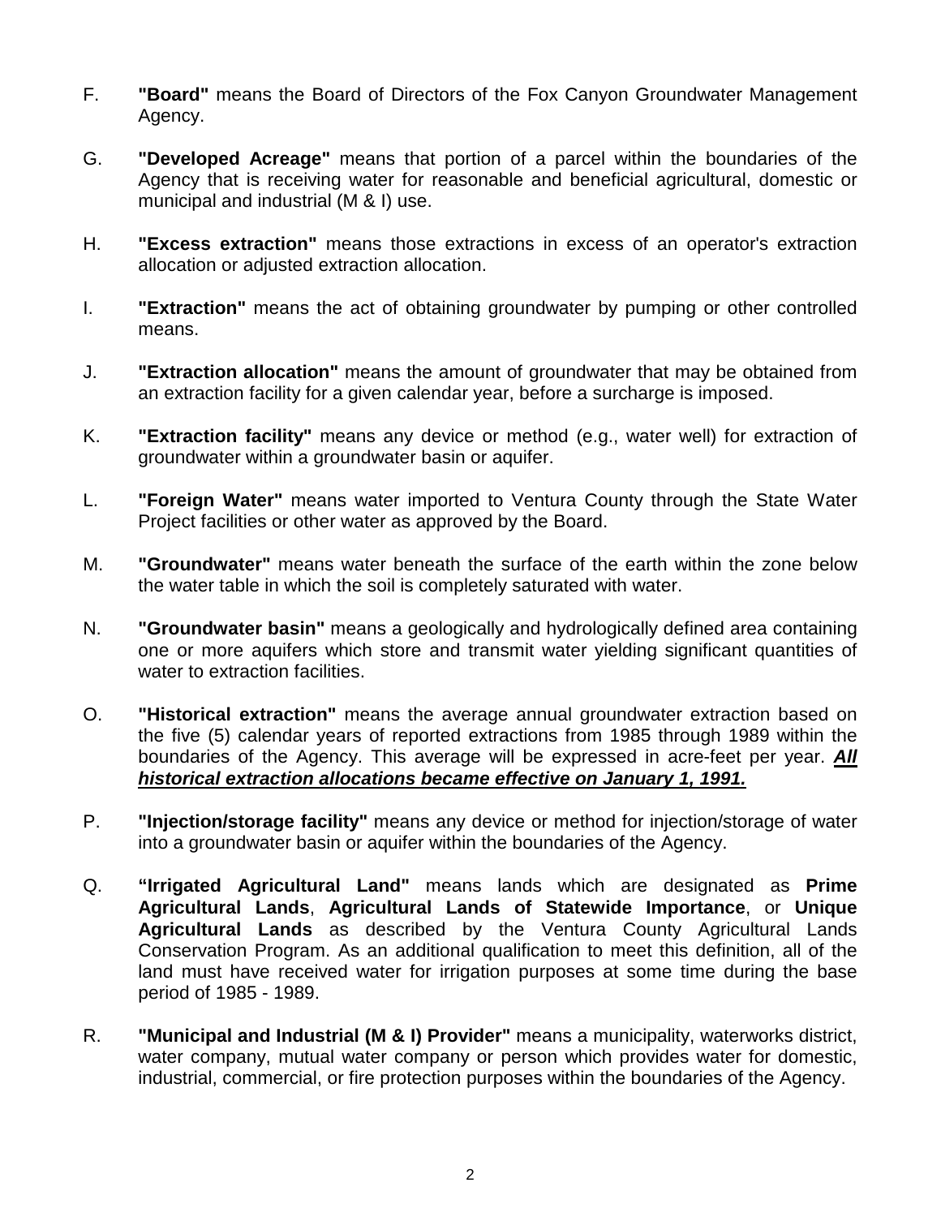F. **"Board"** means the Board of Directors of the Fox Canyon Groundwater Management Agency.

G. **"Developed Acreage"** means that portion of a parcel within the boundaries of the Agency that is receiving water for reasonable and beneficial agricultural, domestic or municipal and industrial (M & I) use.

H. **"Excess extraction"** means those extractions in excess of an operator's extraction allocation or adjusted extraction allocation.

I. **"Extraction"** means the act of obtaining groundwater by pumping or other controlled means.

J. **"Extraction allocation"** means the amount of groundwater that may be obtained from an extraction facility for a given calendar year, before a surcharge is imposed.

K. **"Extraction facility"** means any device or method (e.g., water well) for extraction of groundwater within a groundwater basin or aquifer.

L. **"Foreign Water"** means water imported to Ventura County through the State Water Project facilities or other water as approved by the Board.

M. **"Groundwater"** means water beneath the surface of the earth within the zone below the water table in which the soil is completely saturated with water.

N. **"Groundwater basin"** means a geologically and hydrologically defined area containing one or more aquifers which store and transmit water yielding significant quantities of water to extraction facilities.

O. **"Historical extraction"** means the average annual groundwater extraction based on the five (5) calendar years of reported extractions from 1985 through 1989 within the boundaries of the Agency. This average will be expressed in acre-feet per year. ***<u>All historical extraction allocations became effective on January 1, 1991.</u>***

P. **"Injection/storage facility"** means any device or method for injection/storage of water into a groundwater basin or aquifer within the boundaries of the Agency.

Q. **"Irrigated Agricultural Land"** means lands which are designated as **Prime Agricultural Lands**, **Agricultural Lands of Statewide Importance**, or **Unique Agricultural Lands** as described by the Ventura County Agricultural Lands Conservation Program. As an additional qualification to meet this definition, all of the land must have received water for irrigation purposes at some time during the base period of 1985 - 1989.

R. **"Municipal and Industrial (M & I) Provider"** means a municipality, waterworks district, water company, mutual water company or person which provides water for domestic, industrial, commercial, or fire protection purposes within the boundaries of the Agency.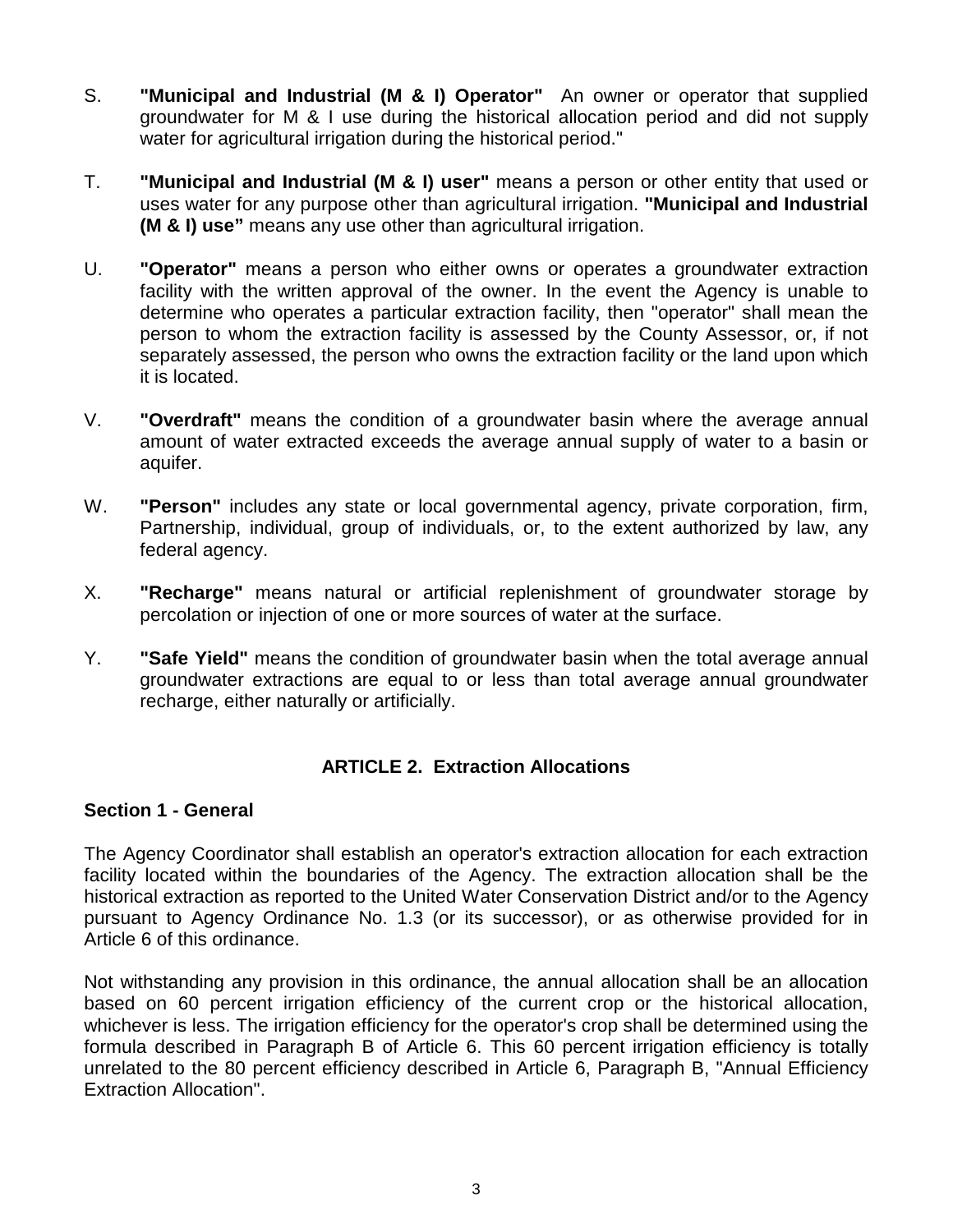S. **"Municipal and Industrial (M & I) Operator"** An owner or operator that supplied groundwater for M & I use during the historical allocation period and did not supply water for agricultural irrigation during the historical period."

T. **"Municipal and Industrial (M & I) user"** means a person or other entity that used or uses water for any purpose other than agricultural irrigation. **"Municipal and Industrial (M & I) use"** means any use other than agricultural irrigation.

U. **"Operator"** means a person who either owns or operates a groundwater extraction facility with the written approval of the owner. In the event the Agency is unable to determine who operates a particular extraction facility, then "operator" shall mean the person to whom the extraction facility is assessed by the County Assessor, or, if not separately assessed, the person who owns the extraction facility or the land upon which it is located.

V. **"Overdraft"** means the condition of a groundwater basin where the average annual amount of water extracted exceeds the average annual supply of water to a basin or aquifer.

W. **"Person"** includes any state or local governmental agency, private corporation, firm, Partnership, individual, group of individuals, or, to the extent authorized by law, any federal agency.

X. **"Recharge"** means natural or artificial replenishment of groundwater storage by percolation or injection of one or more sources of water at the surface.

Y. **"Safe Yield"** means the condition of groundwater basin when the total average annual groundwater extractions are equal to or less than total average annual groundwater recharge, either naturally or artificially.

## ARTICLE 2. Extraction Allocations

### Section 1 - General

The Agency Coordinator shall establish an operator's extraction allocation for each extraction facility located within the boundaries of the Agency. The extraction allocation shall be the historical extraction as reported to the United Water Conservation District and/or to the Agency pursuant to Agency Ordinance No. 1.3 (or its successor), or as otherwise provided for in Article 6 of this ordinance.

Not withstanding any provision in this ordinance, the annual allocation shall be an allocation based on 60 percent irrigation efficiency of the current crop or the historical allocation, whichever is less. The irrigation efficiency for the operator's crop shall be determined using the formula described in Paragraph B of Article 6. This 60 percent irrigation efficiency is totally unrelated to the 80 percent efficiency described in Article 6, Paragraph B, "Annual Efficiency Extraction Allocation".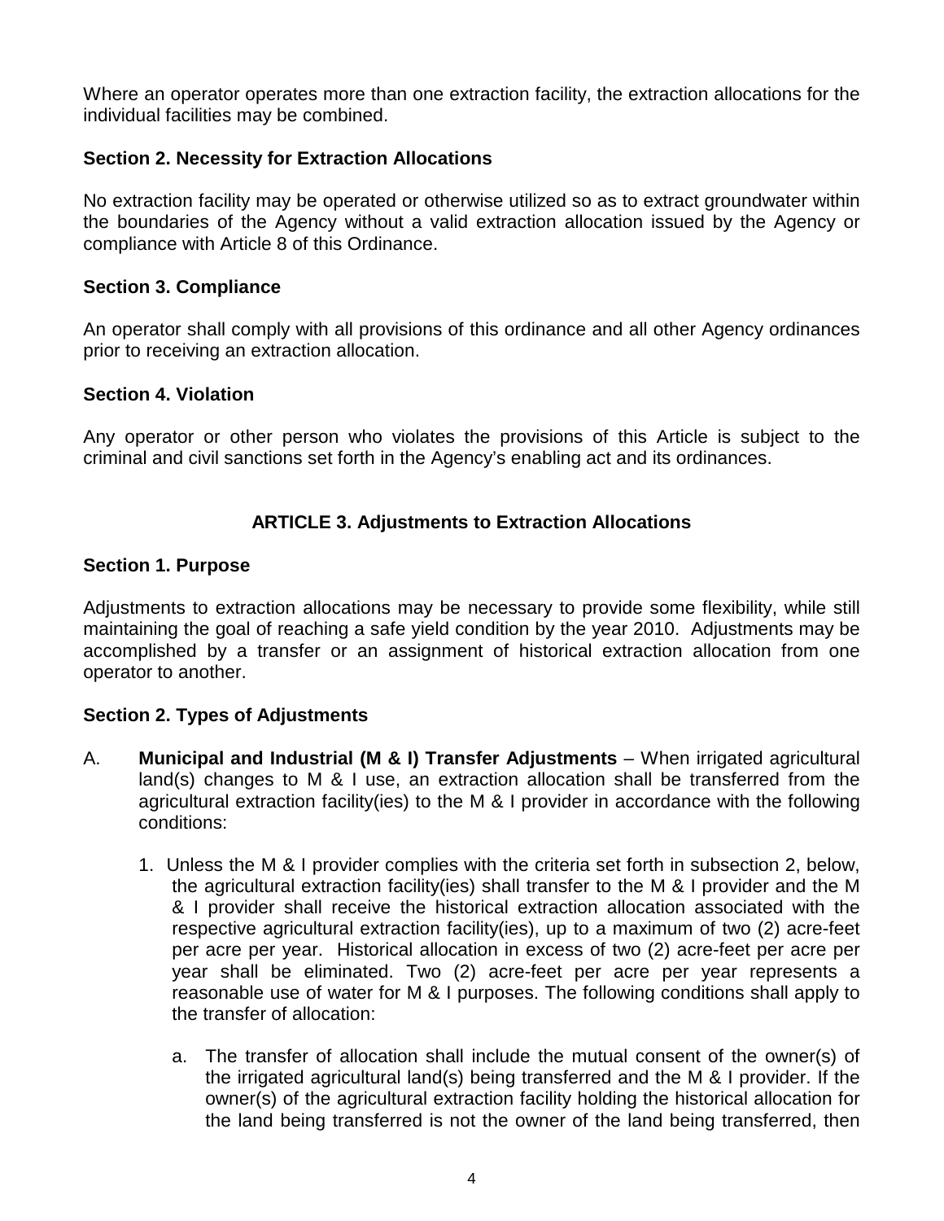Where an operator operates more than one extraction facility, the extraction allocations for the individual facilities may be combined.

### Section 2. Necessity for Extraction Allocations

No extraction facility may be operated or otherwise utilized so as to extract groundwater within the boundaries of the Agency without a valid extraction allocation issued by the Agency or compliance with Article 8 of this Ordinance.

### Section 3. Compliance

An operator shall comply with all provisions of this ordinance and all other Agency ordinances prior to receiving an extraction allocation.

### Section 4. Violation

Any operator or other person who violates the provisions of this Article is subject to the criminal and civil sanctions set forth in the Agency's enabling act and its ordinances.

## ARTICLE 3. Adjustments to Extraction Allocations

### Section 1. Purpose

Adjustments to extraction allocations may be necessary to provide some flexibility, while still maintaining the goal of reaching a safe yield condition by the year 2010. Adjustments may be accomplished by a transfer or an assignment of historical extraction allocation from one operator to another.

### Section 2. Types of Adjustments

A. **Municipal and Industrial (M & I) Transfer Adjustments** – When irrigated agricultural land(s) changes to M & I use, an extraction allocation shall be transferred from the agricultural extraction facility(ies) to the M & I provider in accordance with the following conditions:

1. Unless the M & I provider complies with the criteria set forth in subsection 2, below, the agricultural extraction facility(ies) shall transfer to the M & I provider and the M & I provider shall receive the historical extraction allocation associated with the respective agricultural extraction facility(ies), up to a maximum of two (2) acre-feet per acre per year. Historical allocation in excess of two (2) acre-feet per acre per year shall be eliminated. Two (2) acre-feet per acre per year represents a reasonable use of water for M & I purposes. The following conditions shall apply to the transfer of allocation:

   a. The transfer of allocation shall include the mutual consent of the owner(s) of the irrigated agricultural land(s) being transferred and the M & I provider. If the owner(s) of the agricultural extraction facility holding the historical allocation for the land being transferred is not the owner of the land being transferred, then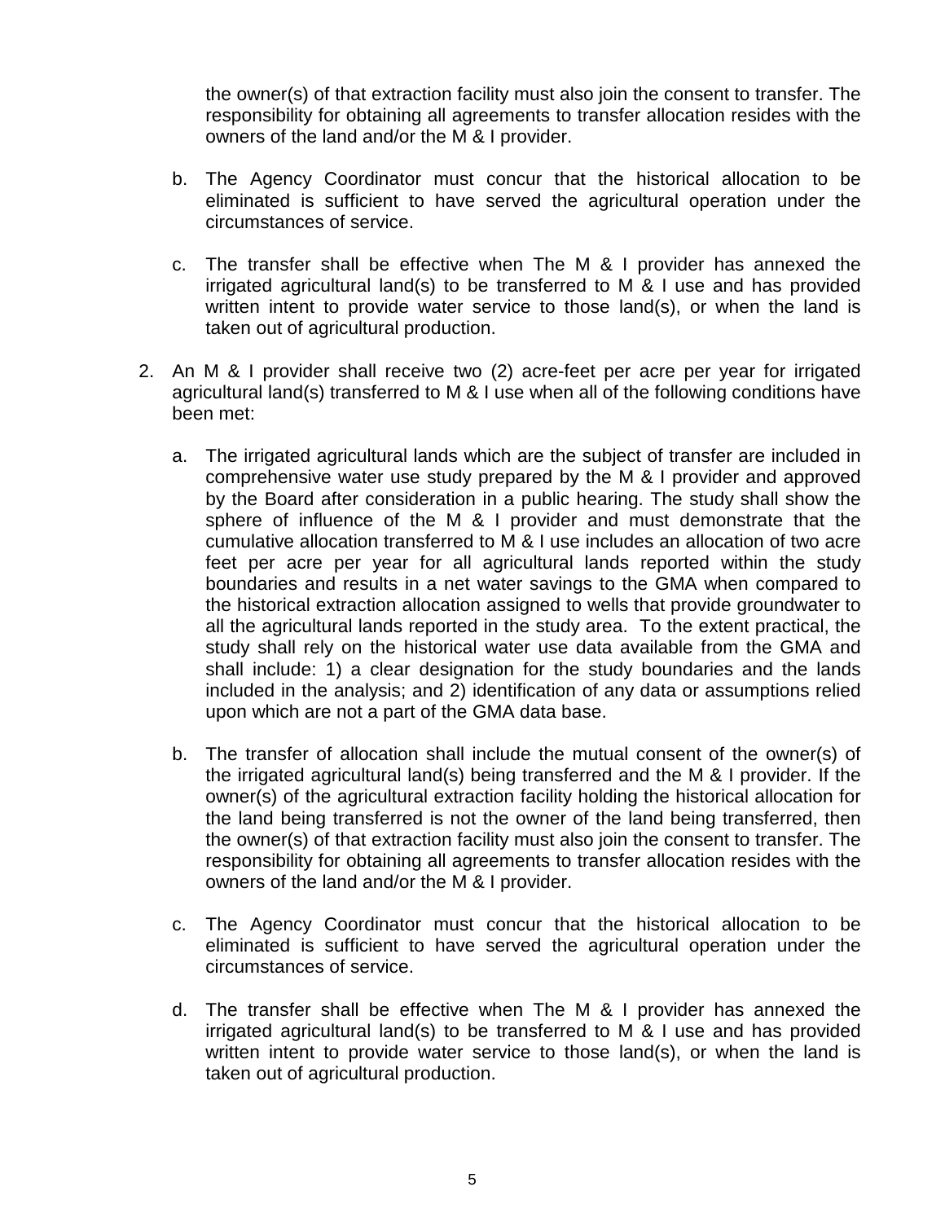the owner(s) of that extraction facility must also join the consent to transfer. The responsibility for obtaining all agreements to transfer allocation resides with the owners of the land and/or the M & I provider.

b. The Agency Coordinator must concur that the historical allocation to be eliminated is sufficient to have served the agricultural operation under the circumstances of service.

c. The transfer shall be effective when The M & I provider has annexed the irrigated agricultural land(s) to be transferred to M & I use and has provided written intent to provide water service to those land(s), or when the land is taken out of agricultural production.

2. An M & I provider shall receive two (2) acre-feet per acre per year for irrigated agricultural land(s) transferred to M & I use when all of the following conditions have been met:

   a. The irrigated agricultural lands which are the subject of transfer are included in comprehensive water use study prepared by the M & I provider and approved by the Board after consideration in a public hearing. The study shall show the sphere of influence of the M & I provider and must demonstrate that the cumulative allocation transferred to M & I use includes an allocation of two acre feet per acre per year for all agricultural lands reported within the study boundaries and results in a net water savings to the GMA when compared to the historical extraction allocation assigned to wells that provide groundwater to all the agricultural lands reported in the study area. To the extent practical, the study shall rely on the historical water use data available from the GMA and shall include: 1) a clear designation for the study boundaries and the lands included in the analysis; and 2) identification of any data or assumptions relied upon which are not a part of the GMA data base.

   b. The transfer of allocation shall include the mutual consent of the owner(s) of the irrigated agricultural land(s) being transferred and the M & I provider. If the owner(s) of the agricultural extraction facility holding the historical allocation for the land being transferred is not the owner of the land being transferred, then the owner(s) of that extraction facility must also join the consent to transfer. The responsibility for obtaining all agreements to transfer allocation resides with the owners of the land and/or the M & I provider.

   c. The Agency Coordinator must concur that the historical allocation to be eliminated is sufficient to have served the agricultural operation under the circumstances of service.

   d. The transfer shall be effective when The M & I provider has annexed the irrigated agricultural land(s) to be transferred to M & I use and has provided written intent to provide water service to those land(s), or when the land is taken out of agricultural production.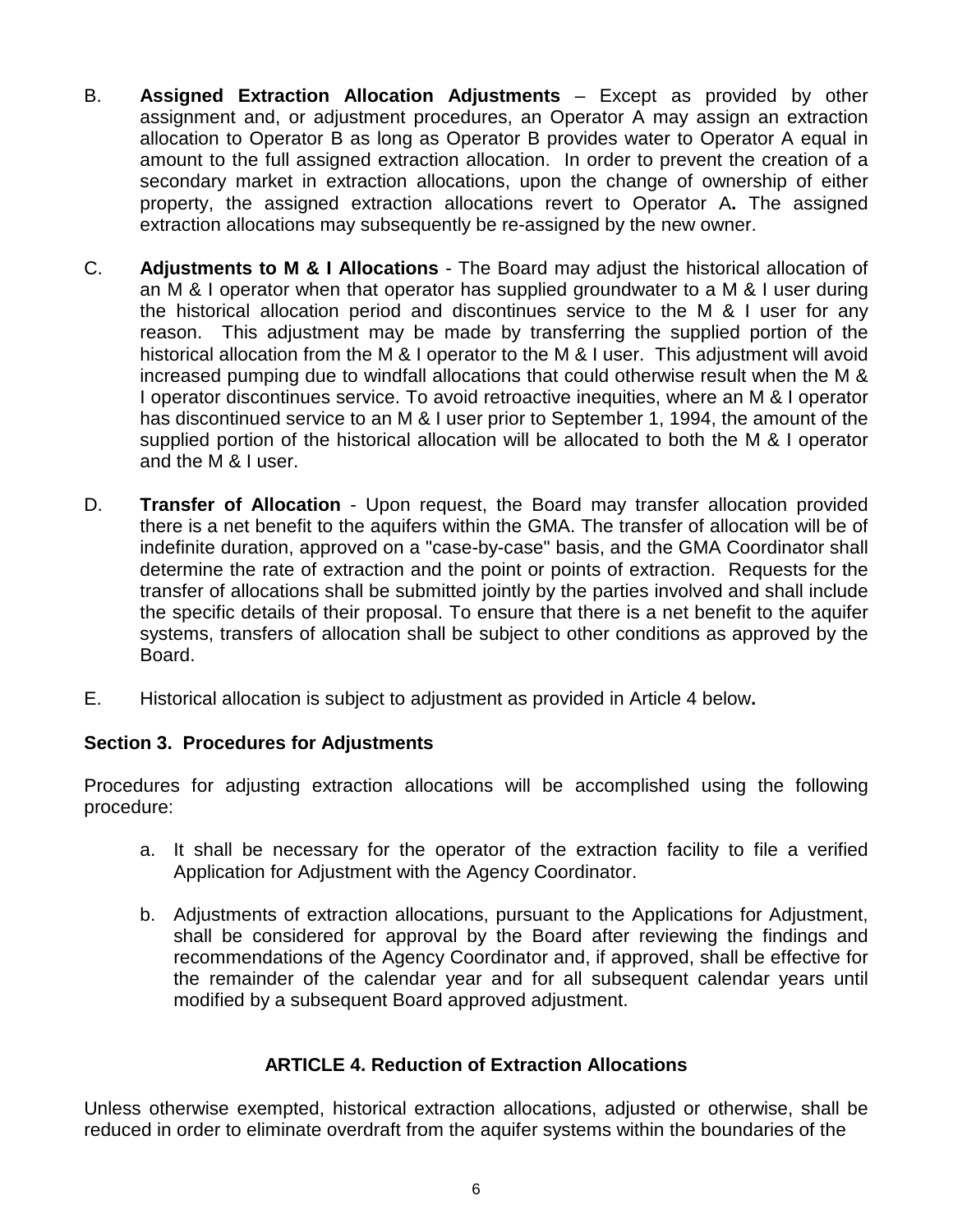B. **Assigned Extraction Allocation Adjustments** – Except as provided by other assignment and, or adjustment procedures, an Operator A may assign an extraction allocation to Operator B as long as Operator B provides water to Operator A equal in amount to the full assigned extraction allocation. In order to prevent the creation of a secondary market in extraction allocations, upon the change of ownership of either property, the assigned extraction allocations revert to Operator A**.** The assigned extraction allocations may subsequently be re-assigned by the new owner.

C. **Adjustments to M & I Allocations** - The Board may adjust the historical allocation of an M & I operator when that operator has supplied groundwater to a M & I user during the historical allocation period and discontinues service to the M & I user for any reason. This adjustment may be made by transferring the supplied portion of the historical allocation from the M & I operator to the M & I user. This adjustment will avoid increased pumping due to windfall allocations that could otherwise result when the M & I operator discontinues service. To avoid retroactive inequities, where an M & I operator has discontinued service to an M & I user prior to September 1, 1994, the amount of the supplied portion of the historical allocation will be allocated to both the M & I operator and the M & I user.

D. **Transfer of Allocation** - Upon request, the Board may transfer allocation provided there is a net benefit to the aquifers within the GMA. The transfer of allocation will be of indefinite duration, approved on a "case-by-case" basis, and the GMA Coordinator shall determine the rate of extraction and the point or points of extraction. Requests for the transfer of allocations shall be submitted jointly by the parties involved and shall include the specific details of their proposal. To ensure that there is a net benefit to the aquifer systems, transfers of allocation shall be subject to other conditions as approved by the Board.

E. Historical allocation is subject to adjustment as provided in Article 4 below**.**

### Section 3. Procedures for Adjustments

Procedures for adjusting extraction allocations will be accomplished using the following procedure:

a. It shall be necessary for the operator of the extraction facility to file a verified Application for Adjustment with the Agency Coordinator.

b. Adjustments of extraction allocations, pursuant to the Applications for Adjustment, shall be considered for approval by the Board after reviewing the findings and recommendations of the Agency Coordinator and, if approved, shall be effective for the remainder of the calendar year and for all subsequent calendar years until modified by a subsequent Board approved adjustment.

## ARTICLE 4. Reduction of Extraction Allocations

Unless otherwise exempted, historical extraction allocations, adjusted or otherwise, shall be reduced in order to eliminate overdraft from the aquifer systems within the boundaries of the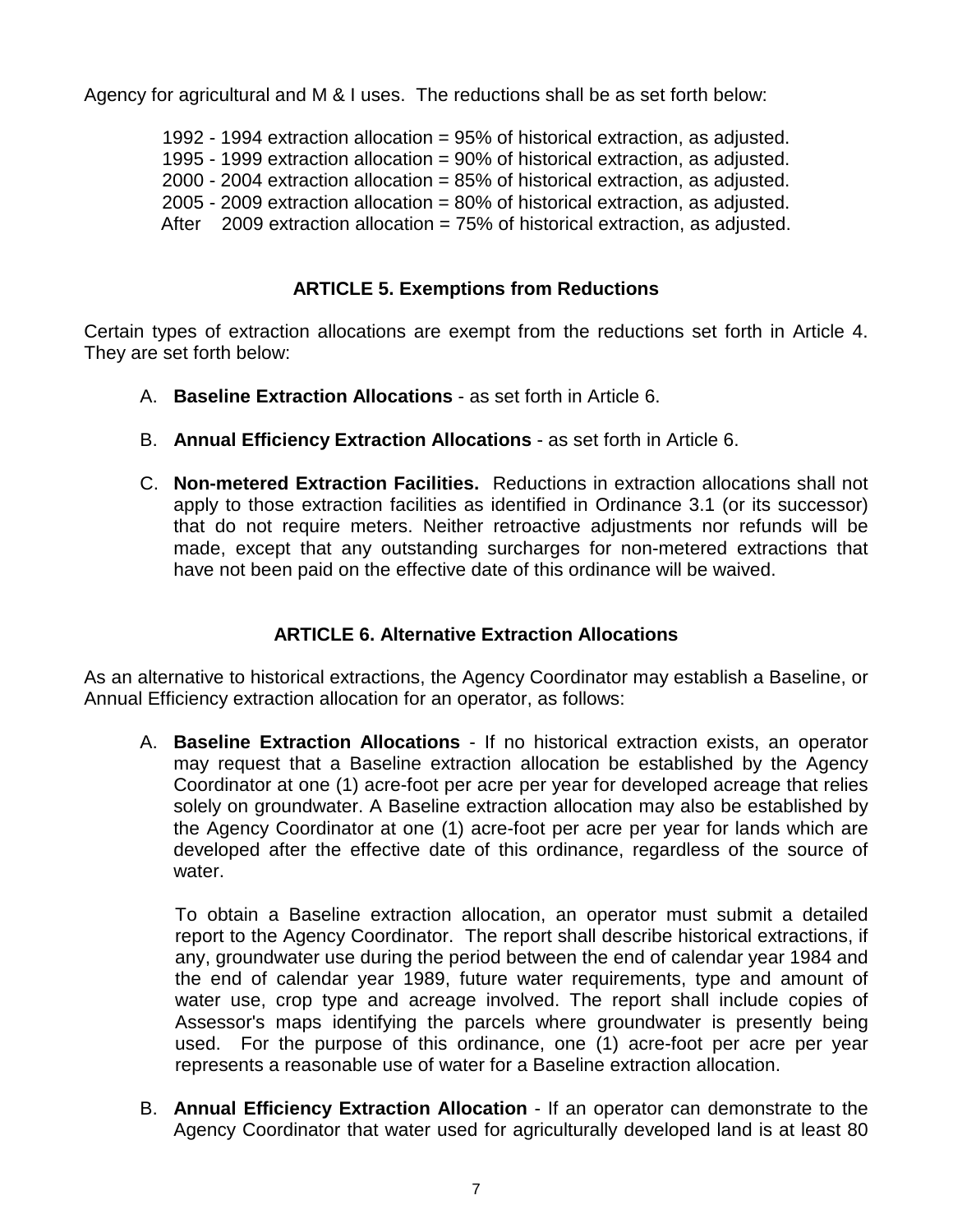Agency for agricultural and M & I uses. The reductions shall be as set forth below:

1992 - 1994 extraction allocation = 95% of historical extraction, as adjusted.
1995 - 1999 extraction allocation = 90% of historical extraction, as adjusted.
2000 - 2004 extraction allocation = 85% of historical extraction, as adjusted.
2005 - 2009 extraction allocation = 80% of historical extraction, as adjusted.
After 2009 extraction allocation = 75% of historical extraction, as adjusted.

### ARTICLE 5. Exemptions from Reductions

Certain types of extraction allocations are exempt from the reductions set forth in Article 4. They are set forth below:

A. **Baseline Extraction Allocations** - as set forth in Article 6.

B. **Annual Efficiency Extraction Allocations** - as set forth in Article 6.

C. **Non-metered Extraction Facilities.** Reductions in extraction allocations shall not apply to those extraction facilities as identified in Ordinance 3.1 (or its successor) that do not require meters. Neither retroactive adjustments nor refunds will be made, except that any outstanding surcharges for non-metered extractions that have not been paid on the effective date of this ordinance will be waived.

### ARTICLE 6. Alternative Extraction Allocations

As an alternative to historical extractions, the Agency Coordinator may establish a Baseline, or Annual Efficiency extraction allocation for an operator, as follows:

A. **Baseline Extraction Allocations** - If no historical extraction exists, an operator may request that a Baseline extraction allocation be established by the Agency Coordinator at one (1) acre-foot per acre per year for developed acreage that relies solely on groundwater. A Baseline extraction allocation may also be established by the Agency Coordinator at one (1) acre-foot per acre per year for lands which are developed after the effective date of this ordinance, regardless of the source of water.

   To obtain a Baseline extraction allocation, an operator must submit a detailed report to the Agency Coordinator. The report shall describe historical extractions, if any, groundwater use during the period between the end of calendar year 1984 and the end of calendar year 1989, future water requirements, type and amount of water use, crop type and acreage involved. The report shall include copies of Assessor's maps identifying the parcels where groundwater is presently being used. For the purpose of this ordinance, one (1) acre-foot per acre per year represents a reasonable use of water for a Baseline extraction allocation.

B. **Annual Efficiency Extraction Allocation** - If an operator can demonstrate to the Agency Coordinator that water used for agriculturally developed land is at least 80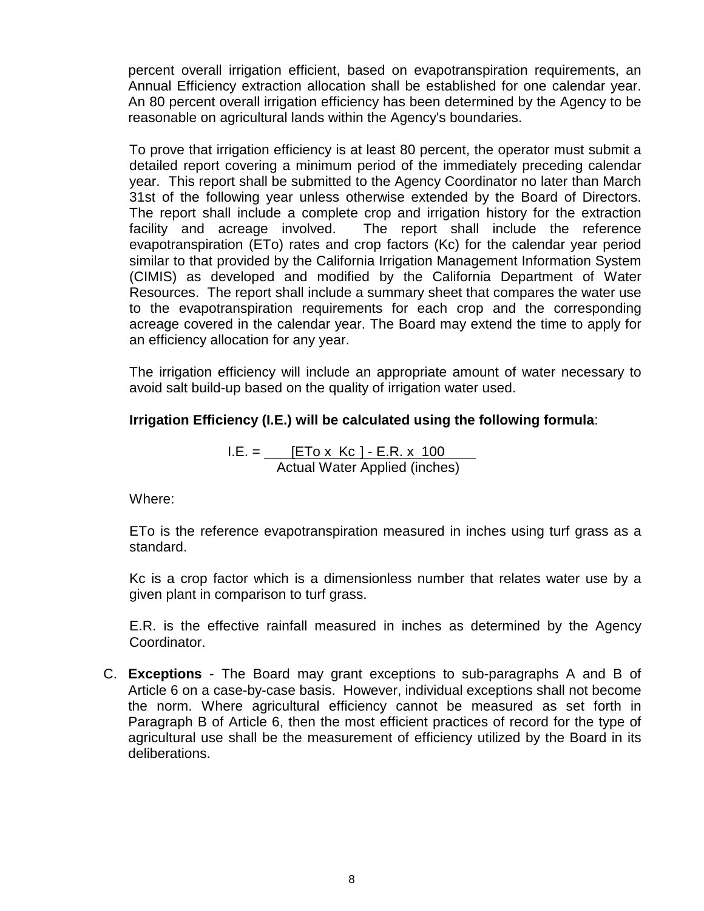percent overall irrigation efficient, based on evapotranspiration requirements, an Annual Efficiency extraction allocation shall be established for one calendar year. An 80 percent overall irrigation efficiency has been determined by the Agency to be reasonable on agricultural lands within the Agency's boundaries.

To prove that irrigation efficiency is at least 80 percent, the operator must submit a detailed report covering a minimum period of the immediately preceding calendar year. This report shall be submitted to the Agency Coordinator no later than March 31st of the following year unless otherwise extended by the Board of Directors. The report shall include a complete crop and irrigation history for the extraction facility and acreage involved. The report shall include the reference evapotranspiration (ETo) rates and crop factors (Kc) for the calendar year period similar to that provided by the California Irrigation Management Information System (CIMIS) as developed and modified by the California Department of Water Resources. The report shall include a summary sheet that compares the water use to the evapotranspiration requirements for each crop and the corresponding acreage covered in the calendar year. The Board may extend the time to apply for an efficiency allocation for any year.

The irrigation efficiency will include an appropriate amount of water necessary to avoid salt build-up based on the quality of irrigation water used.

**Irrigation Efficiency (I.E.) will be calculated using the following formula**:

$$I.E. = \frac{[ETo \times Kc] - E.R. \times 100}{\text{Actual Water Applied (inches)}}$$

Where:

ETo is the reference evapotranspiration measured in inches using turf grass as a standard.

Kc is a crop factor which is a dimensionless number that relates water use by a given plant in comparison to turf grass.

E.R. is the effective rainfall measured in inches as determined by the Agency Coordinator.

C. **Exceptions** - The Board may grant exceptions to sub-paragraphs A and B of Article 6 on a case-by-case basis. However, individual exceptions shall not become the norm. Where agricultural efficiency cannot be measured as set forth in Paragraph B of Article 6, then the most efficient practices of record for the type of agricultural use shall be the measurement of efficiency utilized by the Board in its deliberations.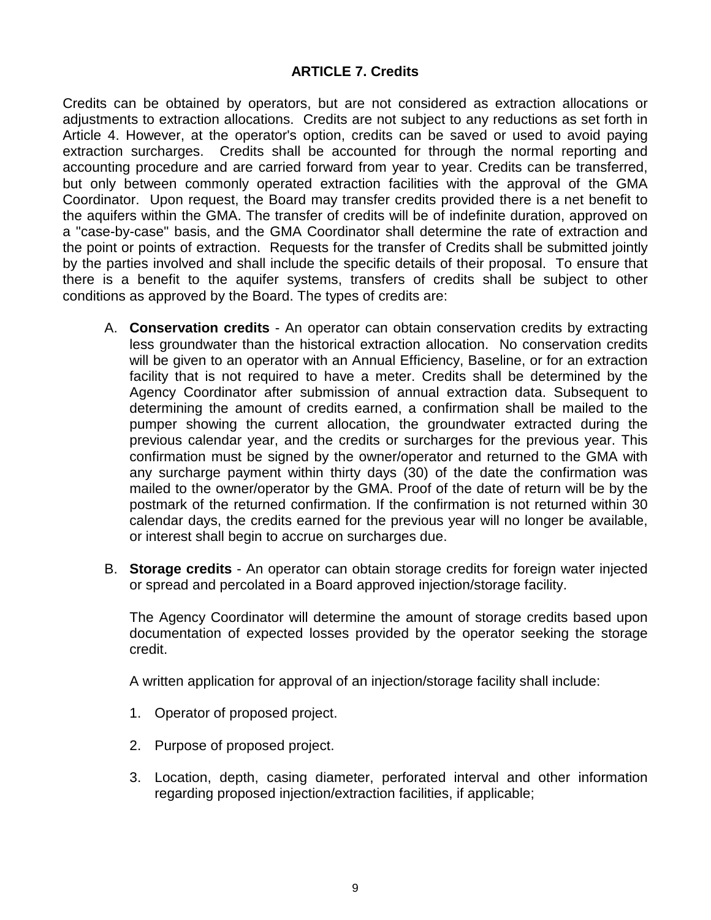## ARTICLE 7. Credits

Credits can be obtained by operators, but are not considered as extraction allocations or adjustments to extraction allocations. Credits are not subject to any reductions as set forth in Article 4. However, at the operator's option, credits can be saved or used to avoid paying extraction surcharges. Credits shall be accounted for through the normal reporting and accounting procedure and are carried forward from year to year. Credits can be transferred, but only between commonly operated extraction facilities with the approval of the GMA Coordinator. Upon request, the Board may transfer credits provided there is a net benefit to the aquifers within the GMA. The transfer of credits will be of indefinite duration, approved on a "case-by-case" basis, and the GMA Coordinator shall determine the rate of extraction and the point or points of extraction. Requests for the transfer of Credits shall be submitted jointly by the parties involved and shall include the specific details of their proposal. To ensure that there is a benefit to the aquifer systems, transfers of credits shall be subject to other conditions as approved by the Board. The types of credits are:

A. **Conservation credits** - An operator can obtain conservation credits by extracting less groundwater than the historical extraction allocation. No conservation credits will be given to an operator with an Annual Efficiency, Baseline, or for an extraction facility that is not required to have a meter. Credits shall be determined by the Agency Coordinator after submission of annual extraction data. Subsequent to determining the amount of credits earned, a confirmation shall be mailed to the pumper showing the current allocation, the groundwater extracted during the previous calendar year, and the credits or surcharges for the previous year. This confirmation must be signed by the owner/operator and returned to the GMA with any surcharge payment within thirty days (30) of the date the confirmation was mailed to the owner/operator by the GMA. Proof of the date of return will be by the postmark of the returned confirmation. If the confirmation is not returned within 30 calendar days, the credits earned for the previous year will no longer be available, or interest shall begin to accrue on surcharges due.

B. **Storage credits** - An operator can obtain storage credits for foreign water injected or spread and percolated in a Board approved injection/storage facility.

   The Agency Coordinator will determine the amount of storage credits based upon documentation of expected losses provided by the operator seeking the storage credit.

   A written application for approval of an injection/storage facility shall include:

   1. Operator of proposed project.

   2. Purpose of proposed project.

   3. Location, depth, casing diameter, perforated interval and other information regarding proposed injection/extraction facilities, if applicable;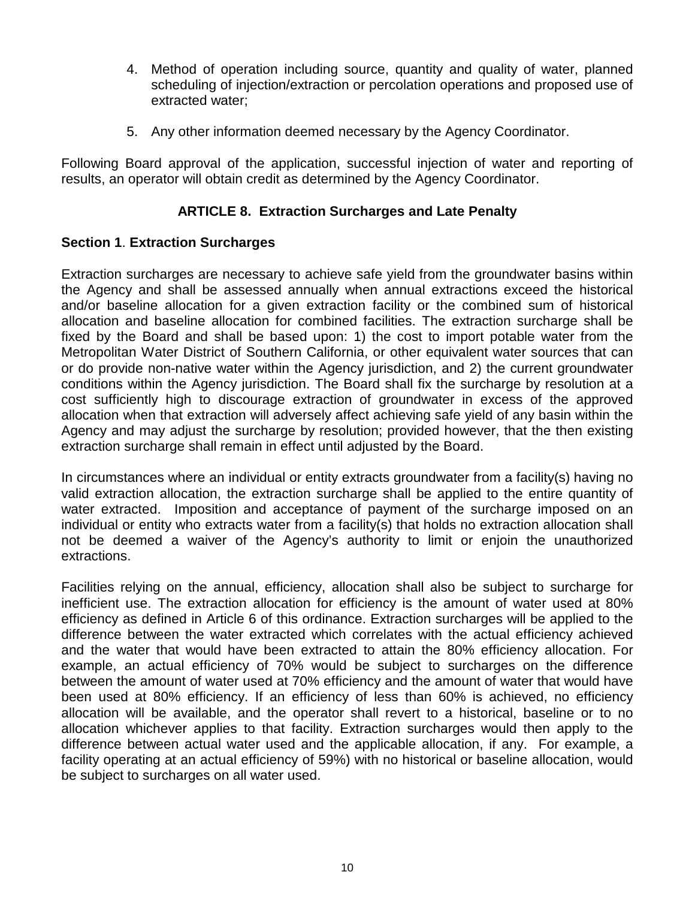4. Method of operation including source, quantity and quality of water, planned scheduling of injection/extraction or percolation operations and proposed use of extracted water;

5. Any other information deemed necessary by the Agency Coordinator.

Following Board approval of the application, successful injection of water and reporting of results, an operator will obtain credit as determined by the Agency Coordinator.

## ARTICLE 8. Extraction Surcharges and Late Penalty

**Section 1**. **Extraction Surcharges**

Extraction surcharges are necessary to achieve safe yield from the groundwater basins within the Agency and shall be assessed annually when annual extractions exceed the historical and/or baseline allocation for a given extraction facility or the combined sum of historical allocation and baseline allocation for combined facilities. The extraction surcharge shall be fixed by the Board and shall be based upon: 1) the cost to import potable water from the Metropolitan Water District of Southern California, or other equivalent water sources that can or do provide non-native water within the Agency jurisdiction, and 2) the current groundwater conditions within the Agency jurisdiction. The Board shall fix the surcharge by resolution at a cost sufficiently high to discourage extraction of groundwater in excess of the approved allocation when that extraction will adversely affect achieving safe yield of any basin within the Agency and may adjust the surcharge by resolution; provided however, that the then existing extraction surcharge shall remain in effect until adjusted by the Board.

In circumstances where an individual or entity extracts groundwater from a facility(s) having no valid extraction allocation, the extraction surcharge shall be applied to the entire quantity of water extracted. Imposition and acceptance of payment of the surcharge imposed on an individual or entity who extracts water from a facility(s) that holds no extraction allocation shall not be deemed a waiver of the Agency's authority to limit or enjoin the unauthorized extractions.

Facilities relying on the annual, efficiency, allocation shall also be subject to surcharge for inefficient use. The extraction allocation for efficiency is the amount of water used at 80% efficiency as defined in Article 6 of this ordinance. Extraction surcharges will be applied to the difference between the water extracted which correlates with the actual efficiency achieved and the water that would have been extracted to attain the 80% efficiency allocation. For example, an actual efficiency of 70% would be subject to surcharges on the difference between the amount of water used at 70% efficiency and the amount of water that would have been used at 80% efficiency. If an efficiency of less than 60% is achieved, no efficiency allocation will be available, and the operator shall revert to a historical, baseline or to no allocation whichever applies to that facility. Extraction surcharges would then apply to the difference between actual water used and the applicable allocation, if any. For example, a facility operating at an actual efficiency of 59%) with no historical or baseline allocation, would be subject to surcharges on all water used.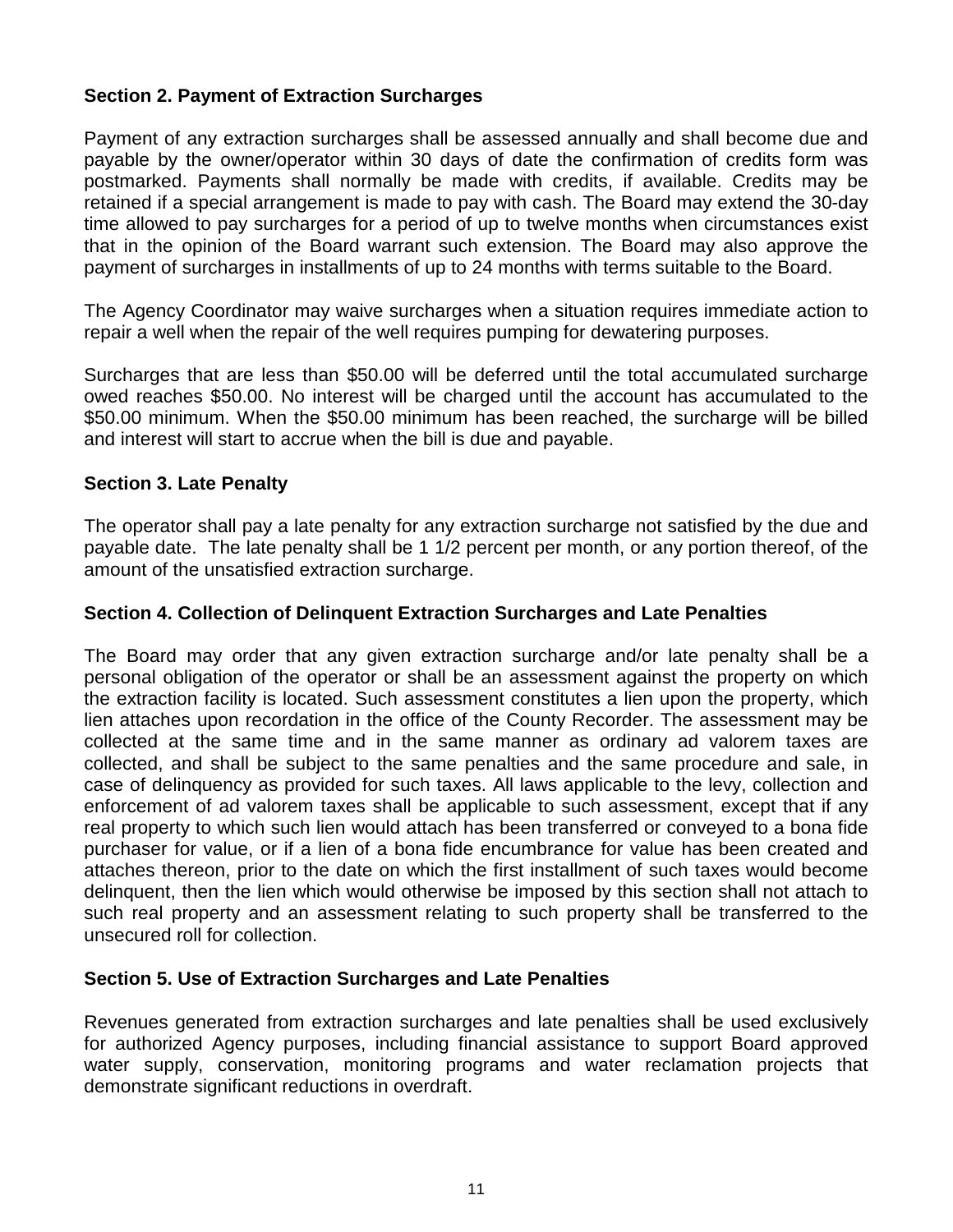### Section 2. Payment of Extraction Surcharges

Payment of any extraction surcharges shall be assessed annually and shall become due and payable by the owner/operator within 30 days of date the confirmation of credits form was postmarked. Payments shall normally be made with credits, if available. Credits may be retained if a special arrangement is made to pay with cash. The Board may extend the 30-day time allowed to pay surcharges for a period of up to twelve months when circumstances exist that in the opinion of the Board warrant such extension. The Board may also approve the payment of surcharges in installments of up to 24 months with terms suitable to the Board.

The Agency Coordinator may waive surcharges when a situation requires immediate action to repair a well when the repair of the well requires pumping for dewatering purposes.

Surcharges that are less than $50.00 will be deferred until the total accumulated surcharge owed reaches $50.00. No interest will be charged until the account has accumulated to the $50.00 minimum. When the $50.00 minimum has been reached, the surcharge will be billed and interest will start to accrue when the bill is due and payable.

### Section 3. Late Penalty

The operator shall pay a late penalty for any extraction surcharge not satisfied by the due and payable date. The late penalty shall be 1 1/2 percent per month, or any portion thereof, of the amount of the unsatisfied extraction surcharge.

### Section 4. Collection of Delinquent Extraction Surcharges and Late Penalties

The Board may order that any given extraction surcharge and/or late penalty shall be a personal obligation of the operator or shall be an assessment against the property on which the extraction facility is located. Such assessment constitutes a lien upon the property, which lien attaches upon recordation in the office of the County Recorder. The assessment may be collected at the same time and in the same manner as ordinary ad valorem taxes are collected, and shall be subject to the same penalties and the same procedure and sale, in case of delinquency as provided for such taxes. All laws applicable to the levy, collection and enforcement of ad valorem taxes shall be applicable to such assessment, except that if any real property to which such lien would attach has been transferred or conveyed to a bona fide purchaser for value, or if a lien of a bona fide encumbrance for value has been created and attaches thereon, prior to the date on which the first installment of such taxes would become delinquent, then the lien which would otherwise be imposed by this section shall not attach to such real property and an assessment relating to such property shall be transferred to the unsecured roll for collection.

### Section 5. Use of Extraction Surcharges and Late Penalties

Revenues generated from extraction surcharges and late penalties shall be used exclusively for authorized Agency purposes, including financial assistance to support Board approved water supply, conservation, monitoring programs and water reclamation projects that demonstrate significant reductions in overdraft.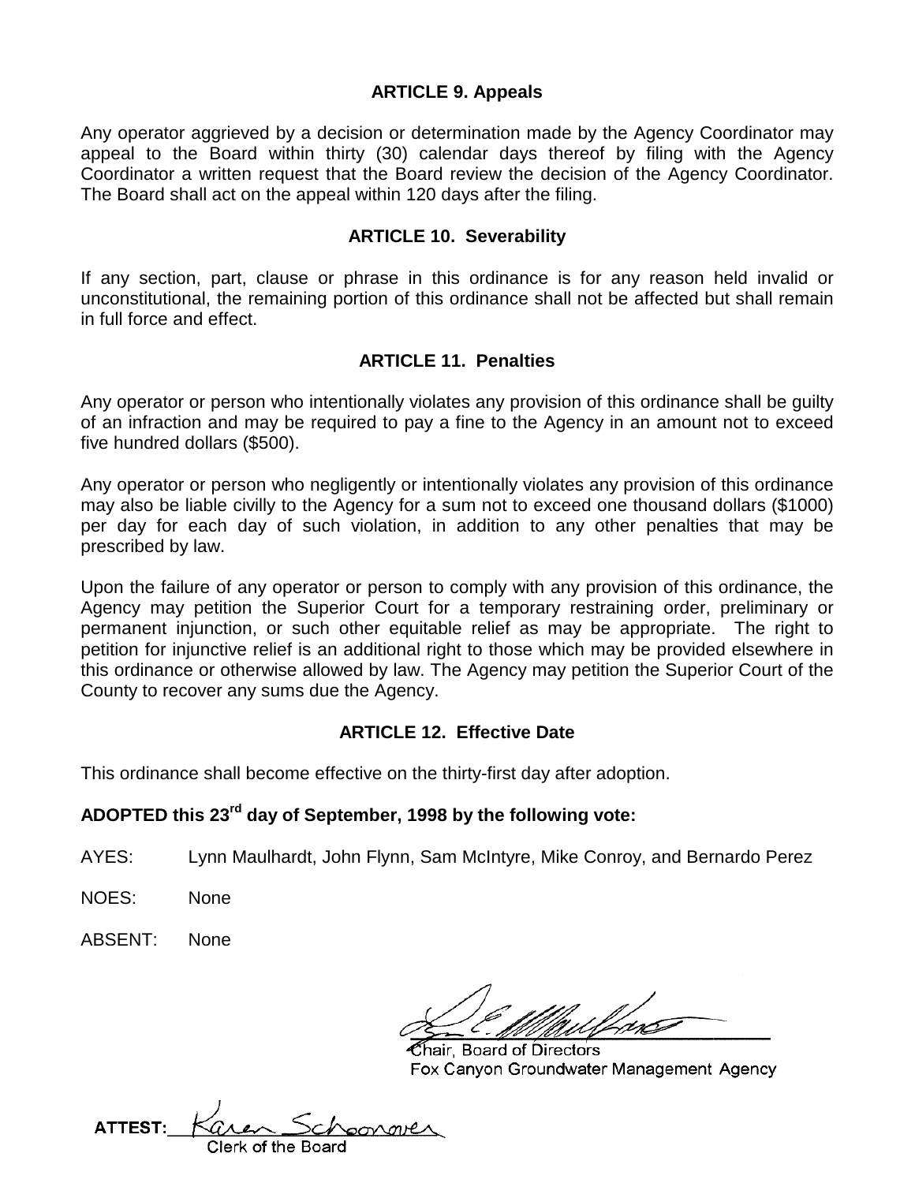### ARTICLE 9. Appeals

Any operator aggrieved by a decision or determination made by the Agency Coordinator may appeal to the Board within thirty (30) calendar days thereof by filing with the Agency Coordinator a written request that the Board review the decision of the Agency Coordinator. The Board shall act on the appeal within 120 days after the filing.

### ARTICLE 10. Severability

If any section, part, clause or phrase in this ordinance is for any reason held invalid or unconstitutional, the remaining portion of this ordinance shall not be affected but shall remain in full force and effect.

### ARTICLE 11. Penalties

Any operator or person who intentionally violates any provision of this ordinance shall be guilty of an infraction and may be required to pay a fine to the Agency in an amount not to exceed five hundred dollars ($500).

Any operator or person who negligently or intentionally violates any provision of this ordinance may also be liable civilly to the Agency for a sum not to exceed one thousand dollars ($1000) per day for each day of such violation, in addition to any other penalties that may be prescribed by law.

Upon the failure of any operator or person to comply with any provision of this ordinance, the Agency may petition the Superior Court for a temporary restraining order, preliminary or permanent injunction, or such other equitable relief as may be appropriate. The right to petition for injunctive relief is an additional right to those which may be provided elsewhere in this ordinance or otherwise allowed by law. The Agency may petition the Superior Court of the County to recover any sums due the Agency.

### ARTICLE 12. Effective Date

This ordinance shall become effective on the thirty-first day after adoption.

**ADOPTED this 23rd day of September, 1998 by the following vote:**

AYES: Lynn Maulhardt, John Flynn, Sam McIntyre, Mike Conroy, and Bernardo Perez

NOES: None

ABSENT: None

Chair, Board of Directors
Fox Canyon Groundwater Management Agency

ATTEST: Karen Schoonover
Clerk of the Board